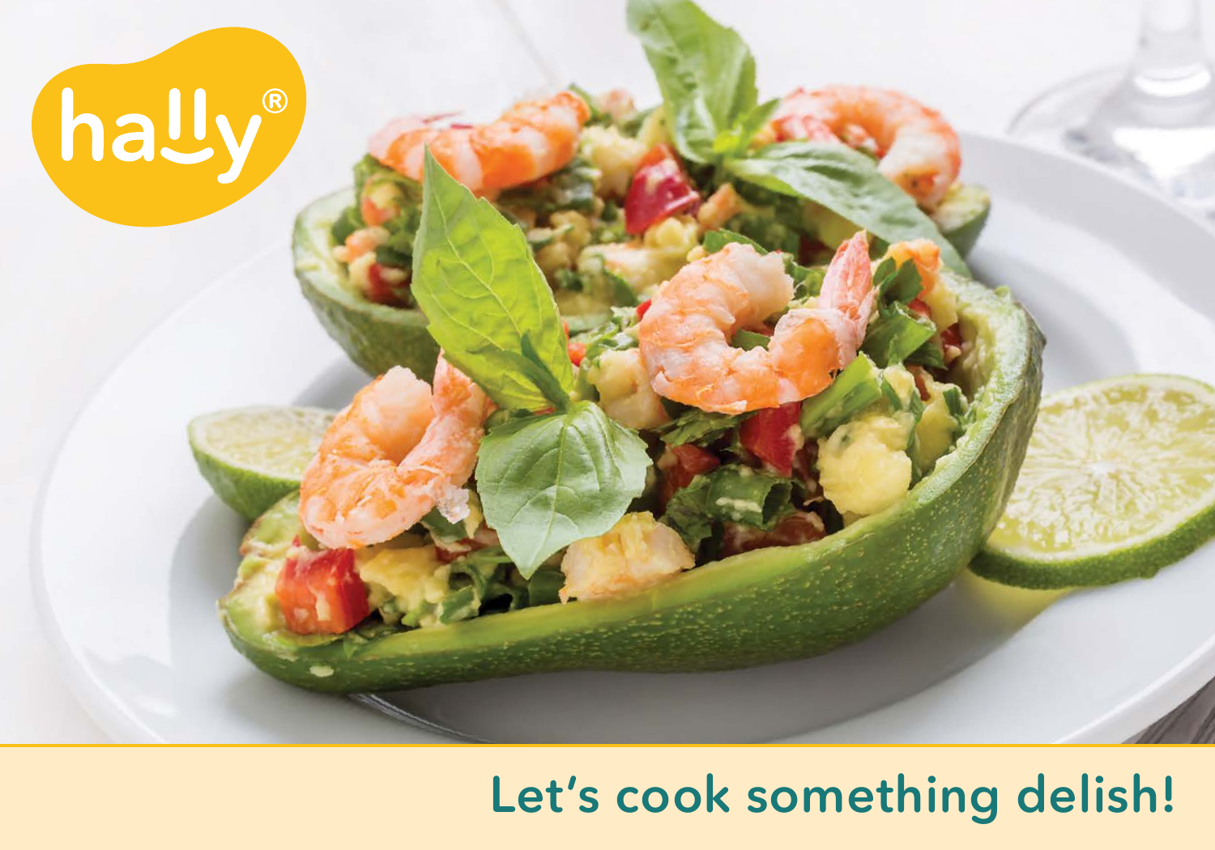hally®

Let's cook something delish!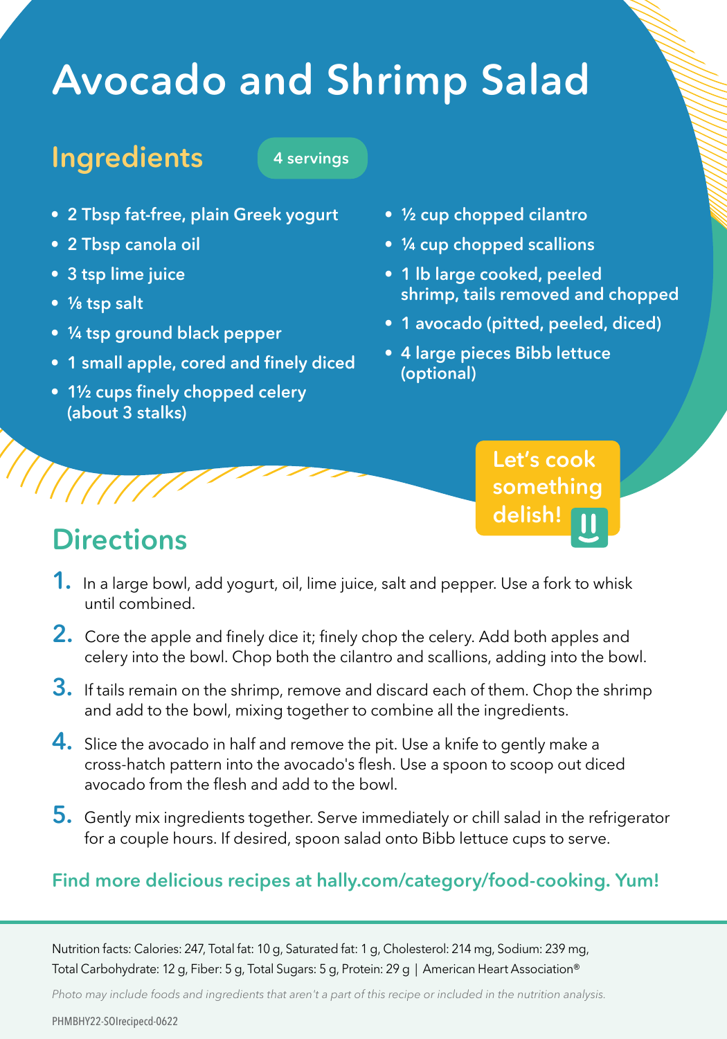# Avocado and Shrimp Salad

## Ingredients

4 servings

- 2 Tbsp fat-free, plain Greek yogurt
- 2 Tbsp canola oil
- 3 tsp lime juice
- ⅛ tsp salt
- ¼ tsp ground black pepper
- 1 small apple, cored and finely diced
- 1½ cups finely chopped celery (about 3 stalks)
- ½ cup chopped cilantro
- ¼ cup chopped scallions
- 1 lb large cooked, peeled shrimp, tails removed and chopped
- 1 avocado (pitted, peeled, diced)
- 4 large pieces Bibb lettuce (optional)

Let's cook something delish!

## Directions

1. In a large bowl, add yogurt, oil, lime juice, salt and pepper. Use a fork to whisk until combined.
2. Core the apple and finely dice it; finely chop the celery. Add both apples and celery into the bowl. Chop both the cilantro and scallions, adding into the bowl.
3. If tails remain on the shrimp, remove and discard each of them. Chop the shrimp and add to the bowl, mixing together to combine all the ingredients.
4. Slice the avocado in half and remove the pit. Use a knife to gently make a cross-hatch pattern into the avocado's flesh. Use a spoon to scoop out diced avocado from the flesh and add to the bowl.
5. Gently mix ingredients together. Serve immediately or chill salad in the refrigerator for a couple hours. If desired, spoon salad onto Bibb lettuce cups to serve.

**Find more delicious recipes at hally.com/category/food-cooking. Yum!**

Nutrition facts: Calories: 247, Total fat: 10 g, Saturated fat: 1 g, Cholesterol: 214 mg, Sodium: 239 mg, Total Carbohydrate: 12 g, Fiber: 5 g, Total Sugars: 5 g, Protein: 29 g | American Heart Association®

*Photo may include foods and ingredients that aren't a part of this recipe or included in the nutrition analysis.*

PHMBHY22-SOIrecipecd-0622